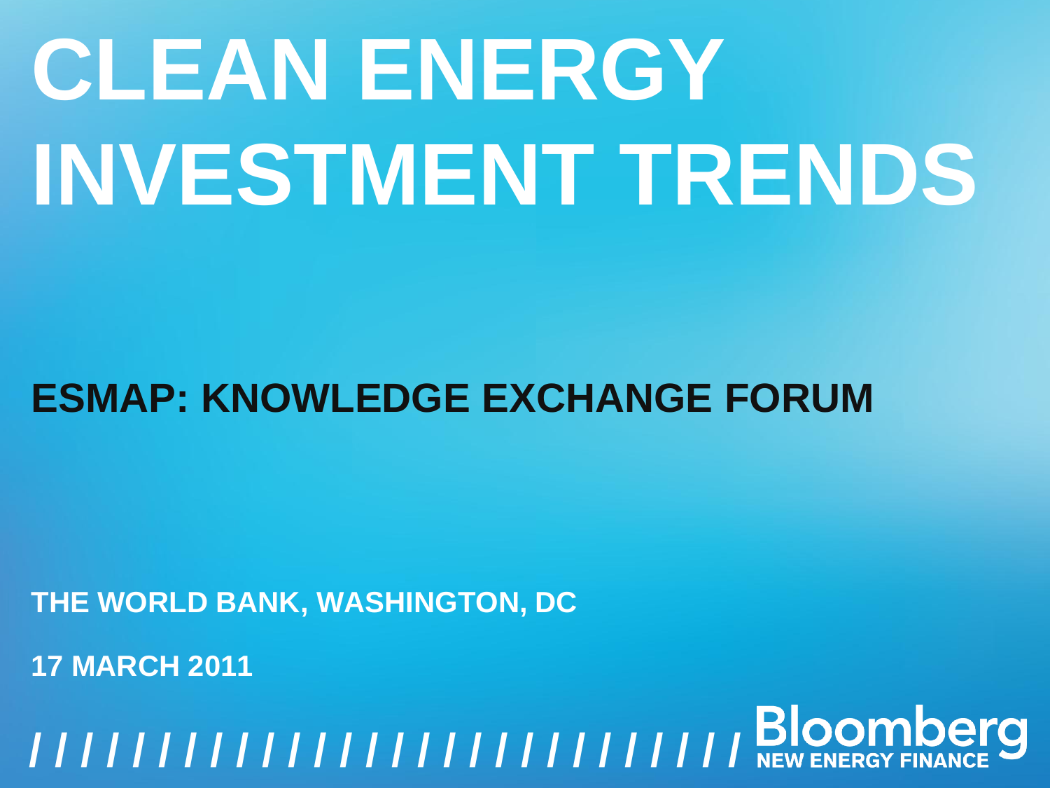# CLEAN ENERGY INVESTMENT TRENDS

## ESMAP: KNOWLEDGE EXCHANGE FORUM

**THE WORLD BANK, WASHINGTON, DC**

**17 MARCH 2011**

Bloomberg NEW ENERGY FINANCE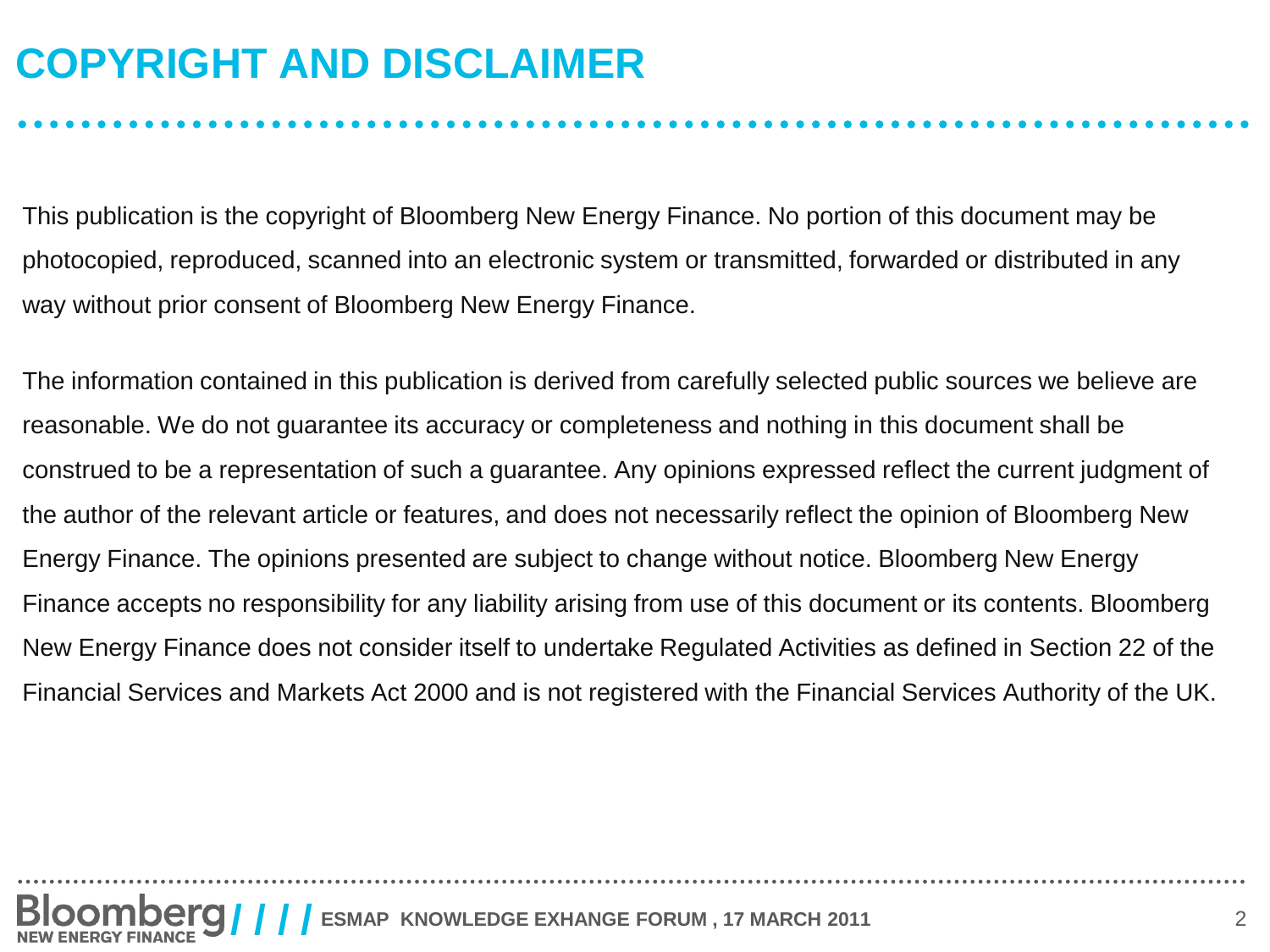# COPYRIGHT AND DISCLAIMER

This publication is the copyright of Bloomberg New Energy Finance. No portion of this document may be photocopied, reproduced, scanned into an electronic system or transmitted, forwarded or distributed in any way without prior consent of Bloomberg New Energy Finance.

The information contained in this publication is derived from carefully selected public sources we believe are reasonable. We do not guarantee its accuracy or completeness and nothing in this document shall be construed to be a representation of such a guarantee. Any opinions expressed reflect the current judgment of the author of the relevant article or features, and does not necessarily reflect the opinion of Bloomberg New Energy Finance. The opinions presented are subject to change without notice. Bloomberg New Energy Finance accepts no responsibility for any liability arising from use of this document or its contents. Bloomberg New Energy Finance does not consider itself to undertake Regulated Activities as defined in Section 22 of the Financial Services and Markets Act 2000 and is not registered with the Financial Services Authority of the UK.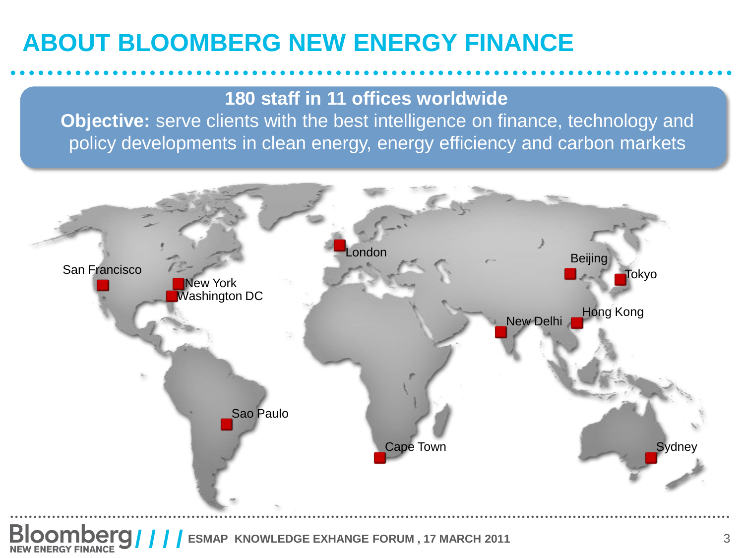# ABOUT BLOOMBERG NEW ENERGY FINANCE

**180 staff in 11 offices worldwide**

**Objective:** serve clients with the best intelligence on finance, technology and policy developments in clean energy, energy efficiency and carbon markets

San Francisco
New York
Washington DC
London
Beijing
Tokyo
Hong Kong
New Delhi
Sao Paulo
Cape Town
Sydney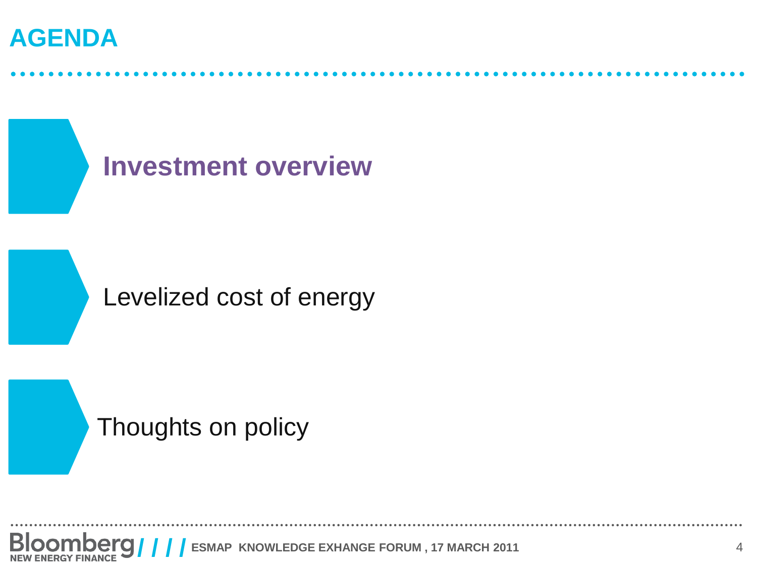# AGENDA

**Investment overview**

Levelized cost of energy

Thoughts on policy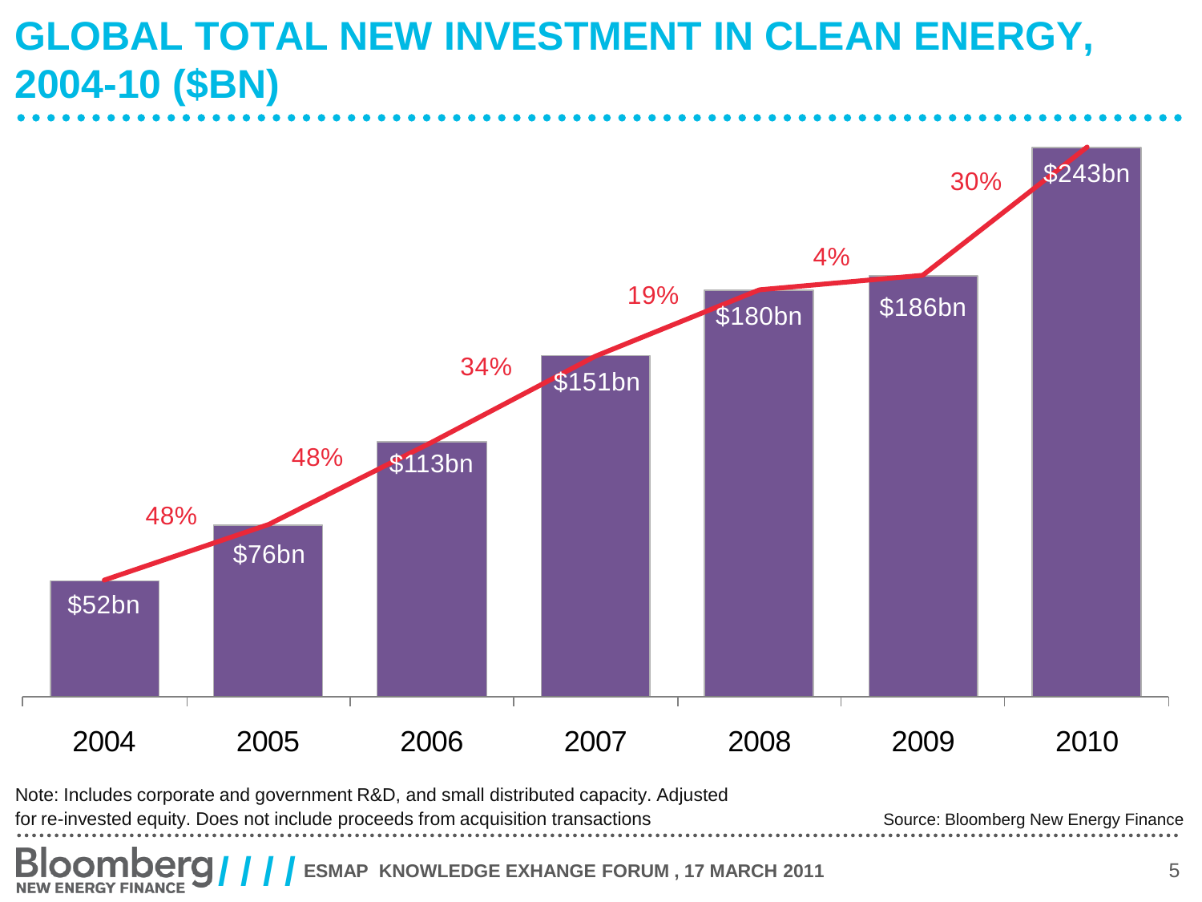# GLOBAL TOTAL NEW INVESTMENT IN CLEAN ENERGY, 2004-10 ($BN)

$52bn
$76bn
$113bn
$151bn
$180bn
$186bn
$243bn

48%
48%
34%
19%
4%
30%

2004
2005
2006
2007
2008
2009
2010

Note: Includes corporate and government R&D, and small distributed capacity. Adjusted for re-invested equity. Does not include proceeds from acquisition transactions

Source: Bloomberg New Energy Finance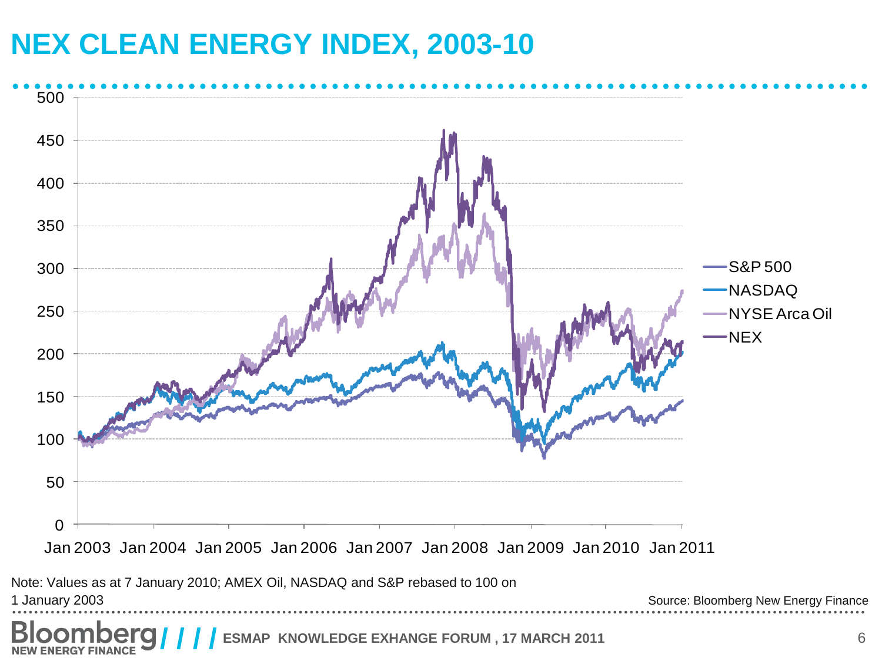# NEX CLEAN ENERGY INDEX, 2003-10

500
450
400
350
300
250
200
150
100
50
0

Jan 2003 Jan 2004 Jan 2005 Jan 2006 Jan 2007 Jan 2008 Jan 2009 Jan 2010 Jan 2011

S&P 500
NASDAQ
NYSE Arca Oil
NEX

Note: Values as at 7 January 2010; AMEX Oil, NASDAQ and S&P rebased to 100 on 1 January 2003

Source: Bloomberg New Energy Finance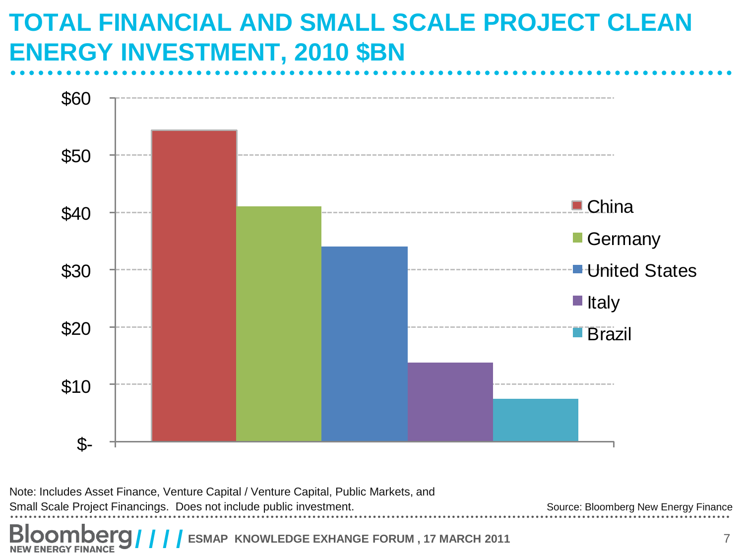# TOTAL FINANCIAL AND SMALL SCALE PROJECT CLEAN ENERGY INVESTMENT, 2010 $BN

$60
$50
$40
$30
$20
$10
$-

China
Germany
United States
Italy
Brazil

Note: Includes Asset Finance, Venture Capital / Venture Capital, Public Markets, and Small Scale Project Financings. Does not include public investment.

Source: Bloomberg New Energy Finance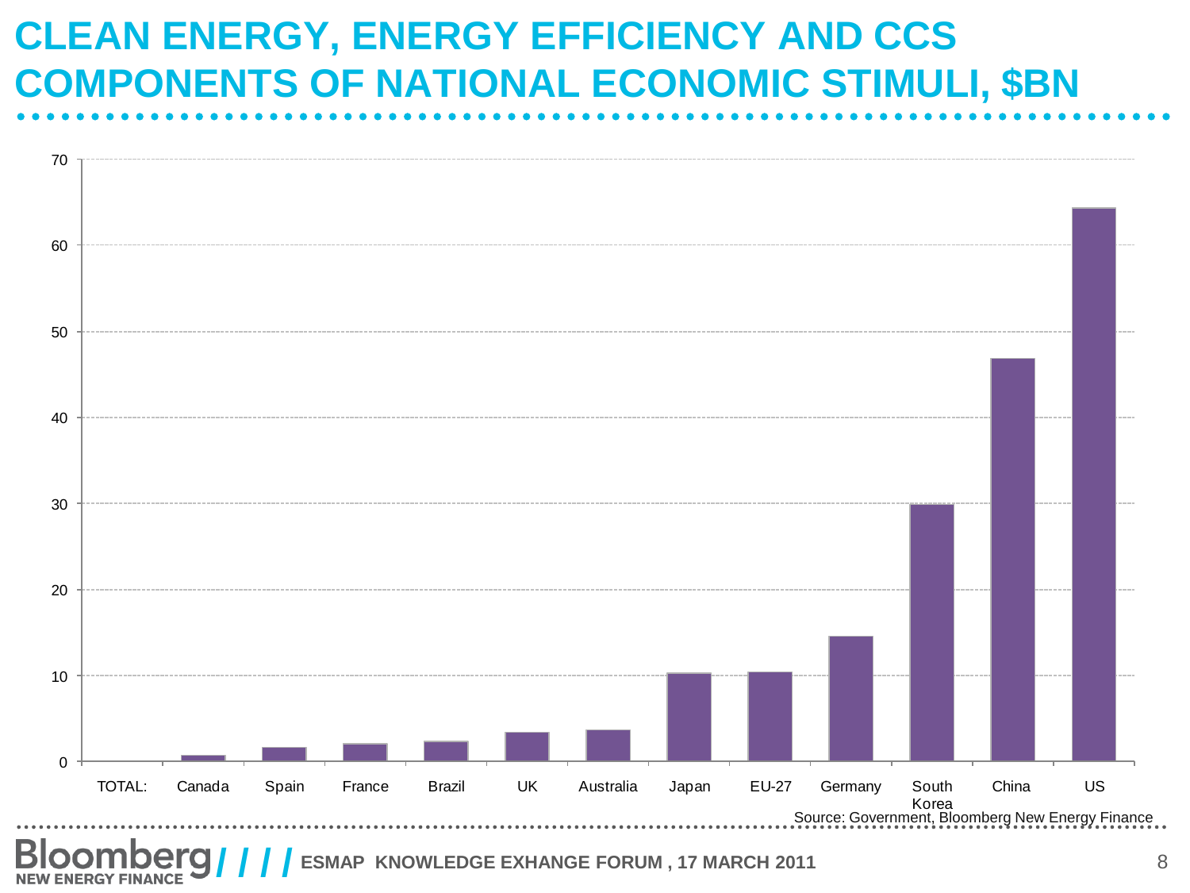# CLEAN ENERGY, ENERGY EFFICIENCY AND CCS COMPONENTS OF NATIONAL ECONOMIC STIMULI, $BN

70
60
50
40
30
20
10
0

TOTAL: Canada Spain France Brazil UK Australia Japan EU-27 Germany South Korea China US

Source: Government, Bloomberg New Energy Finance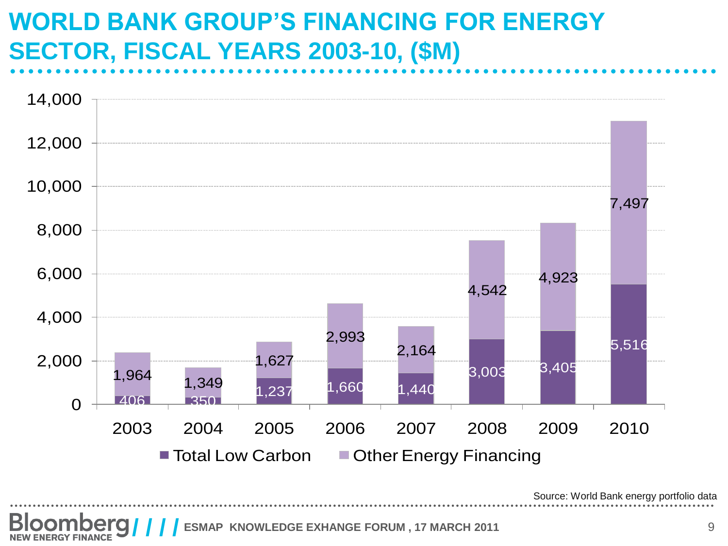# WORLD BANK GROUP'S FINANCING FOR ENERGY SECTOR, FISCAL YEARS 2003-10, ($M)

| Year | Total Low Carbon | Other Energy Financing |
|---|---|---|
| 2003 | 406 | 1,964 |
| 2004 | 350 | 1,349 |
| 2005 | 1,237 | 1,627 |
| 2006 | 1,660 | 2,993 |
| 2007 | 1,440 | 2,164 |
| 2008 | 3,003 | 4,542 |
| 2009 | 3,405 | 4,923 |
| 2010 | 5,516 | 7,497 |

Source: World Bank energy portfolio data

Bloomberg NEW ENERGY FINANCE //// ESMAP KNOWLEDGE EXHANGE FORUM , 17 MARCH 2011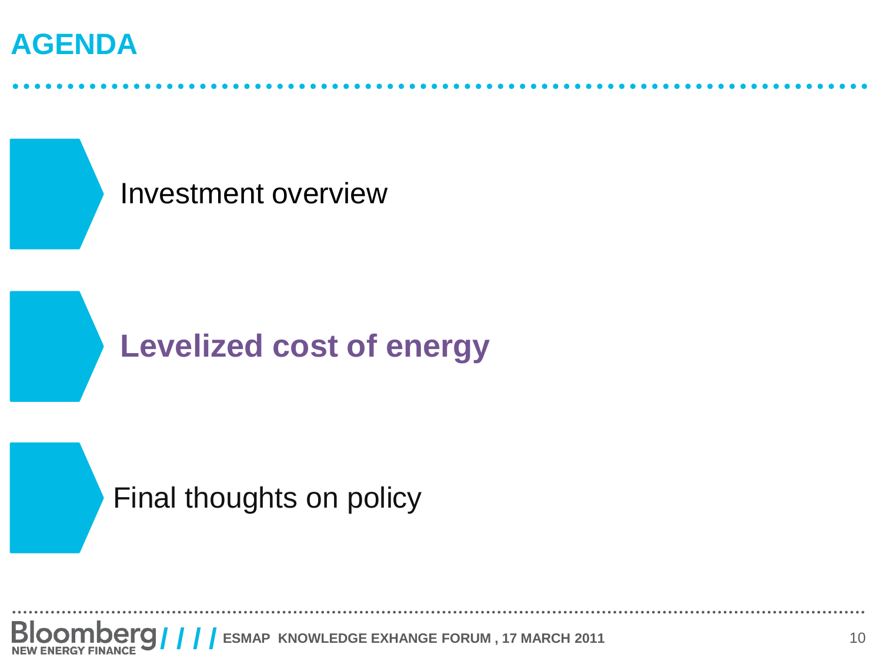# AGENDA

- Investment overview
- **Levelized cost of energy**
- Final thoughts on policy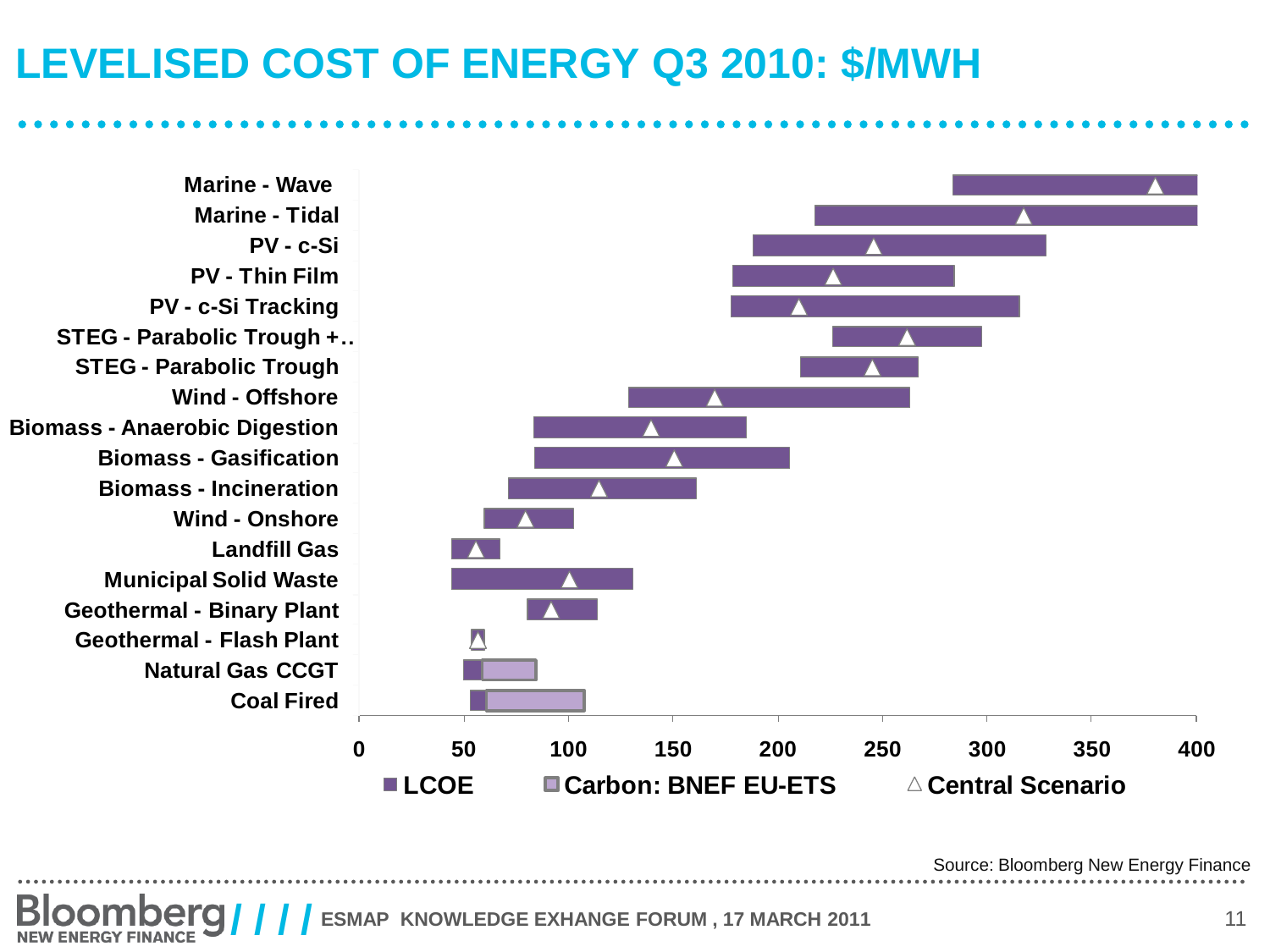# LEVELISED COST OF ENERGY Q3 2010: $/MWH

Marine - Wave
Marine - Tidal
PV - c-Si
PV - Thin Film
PV - c-Si Tracking
STEG - Parabolic Trough +..
STEG - Parabolic Trough
Wind - Offshore
Biomass - Anaerobic Digestion
Biomass - Gasification
Biomass - Incineration
Wind - Onshore
Landfill Gas
Municipal Solid Waste
Geothermal - Binary Plant
Geothermal - Flash Plant
Natural Gas CCGT
Coal Fired

0 50 100 150 200 250 300 350 400

LCOE   Carbon: BNEF EU-ETS   Central Scenario

Source: Bloomberg New Energy Finance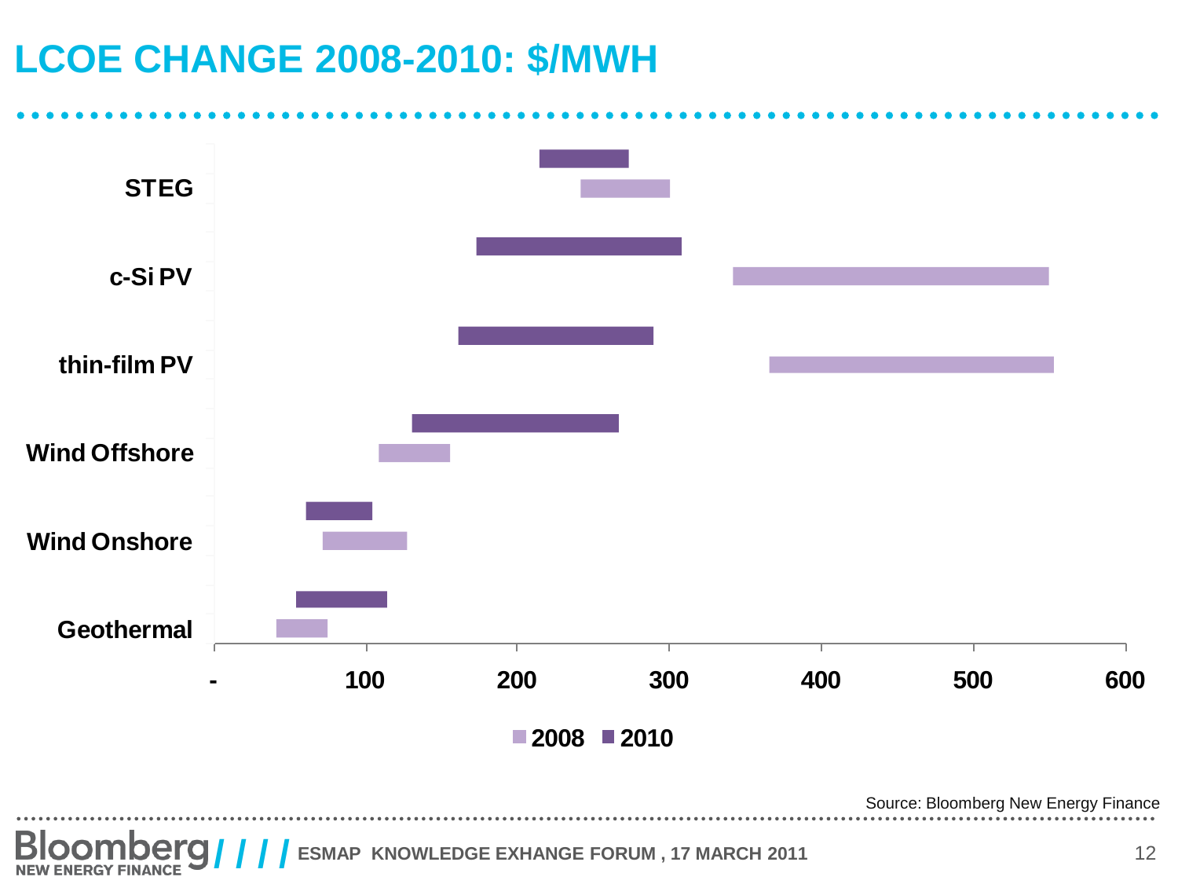# LCOE CHANGE 2008-2010: $/MWH

STEG

c-Si PV

thin-film PV

Wind Offshore

Wind Onshore

Geothermal

- 100 200 300 400 500 600

2008 2010

Source: Bloomberg New Energy Finance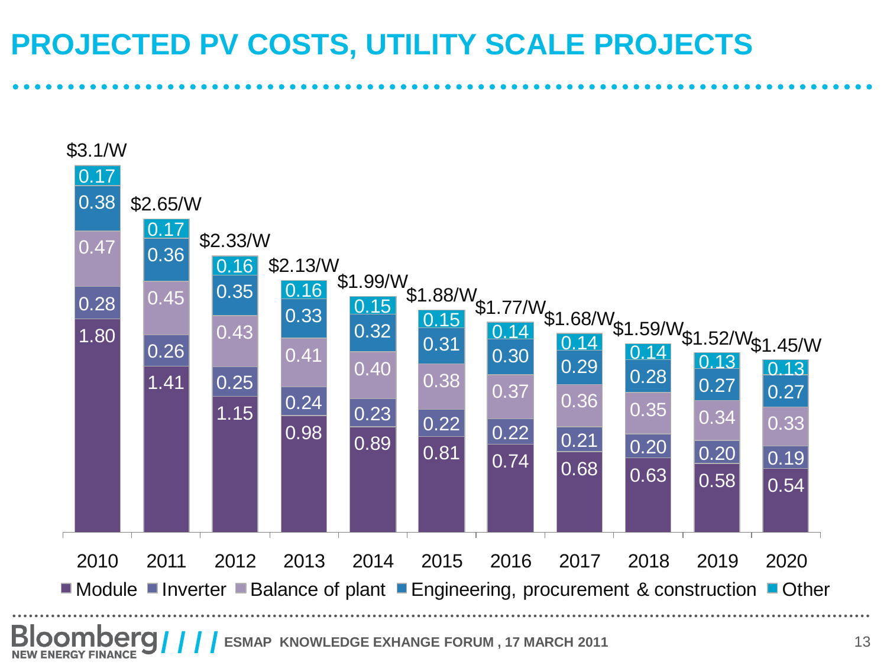# PROJECTED PV COSTS, UTILITY SCALE PROJECTS

| Year | Module | Inverter | Balance of plant | Engineering, procurement & construction | Other | Total |
| --- | --- | --- | --- | --- | --- | --- |
| 2010 | 1.80 | 0.28 | 0.47 | 0.38 | 0.17 | $3.1/W |
| 2011 | 1.41 | 0.26 | 0.45 | 0.36 | 0.17 | $2.65/W |
| 2012 | 1.15 | 0.25 | 0.43 | 0.35 | 0.16 | $2.33/W |
| 2013 | 0.98 | 0.24 | 0.41 | 0.33 | 0.16 | $2.13/W |
| 2014 | 0.89 | 0.23 | 0.40 | 0.32 | 0.15 | $1.99/W |
| 2015 | 0.81 | 0.22 | 0.38 | 0.31 | 0.15 | $1.88/W |
| 2016 | 0.74 | 0.22 | 0.37 | 0.30 | 0.14 | $1.77/W |
| 2017 | 0.68 | 0.21 | 0.36 | 0.29 | 0.14 | $1.68/W |
| 2018 | 0.63 | 0.20 | 0.35 | 0.28 | 0.14 | $1.59/W |
| 2019 | 0.58 | 0.20 | 0.34 | 0.27 | 0.13 | $1.52/W |
| 2020 | 0.54 | 0.19 | 0.33 | 0.27 | 0.13 | $1.45/W |

Bloomberg NEW ENERGY FINANCE | ESMAP KNOWLEDGE EXHANGE FORUM , 17 MARCH 2011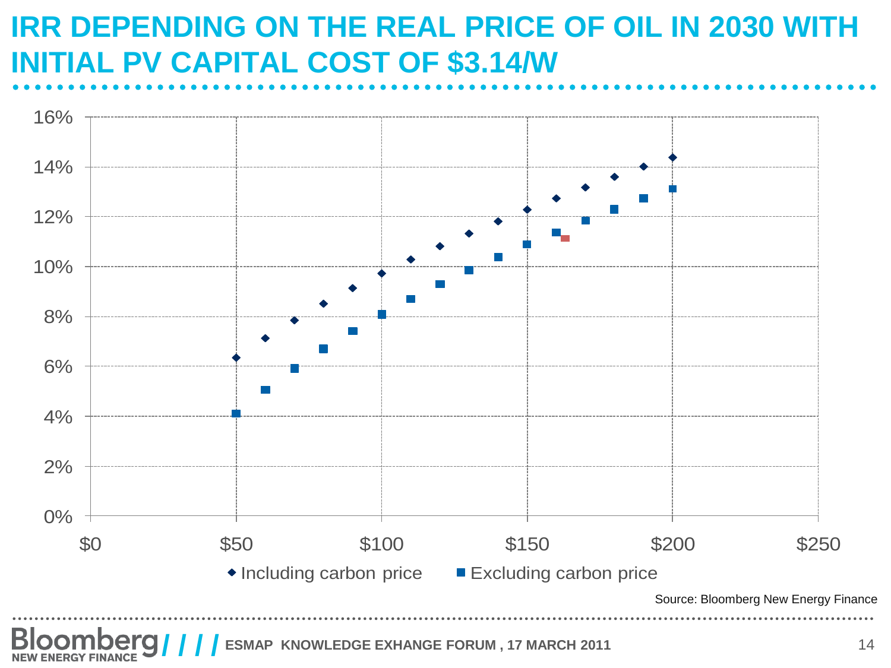# IRR DEPENDING ON THE REAL PRICE OF OIL IN 2030 WITH INITIAL PV CAPITAL COST OF $3.14/W

16%
14%
12%
10%
8%
6%
4%
2%
0%

$0
$50
$100
$150
$200
$250

Including carbon price
Excluding carbon price

Source: Bloomberg New Energy Finance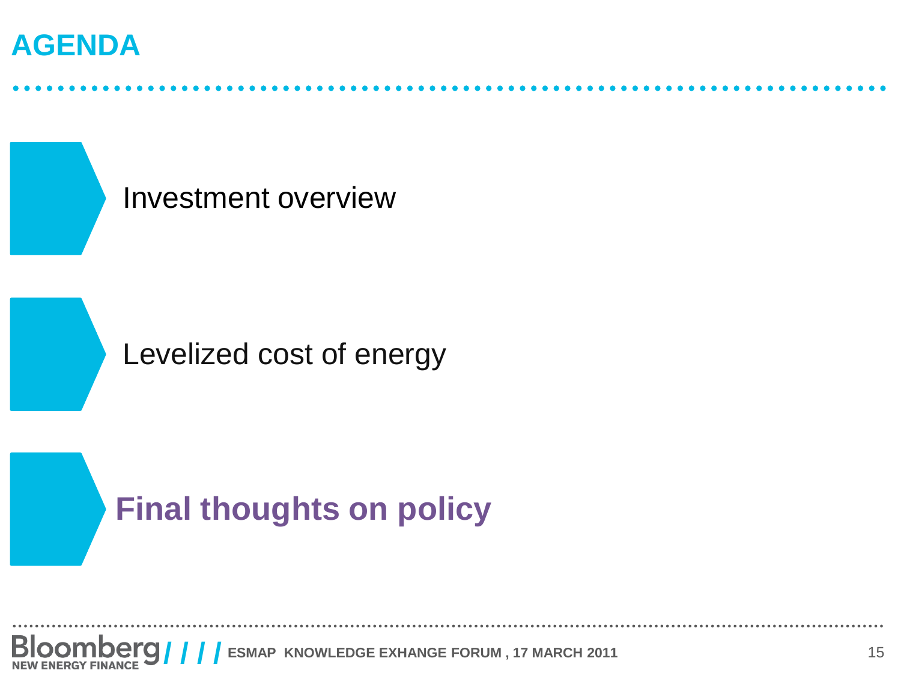# AGENDA

- Investment overview
- Levelized cost of energy
- **Final thoughts on policy**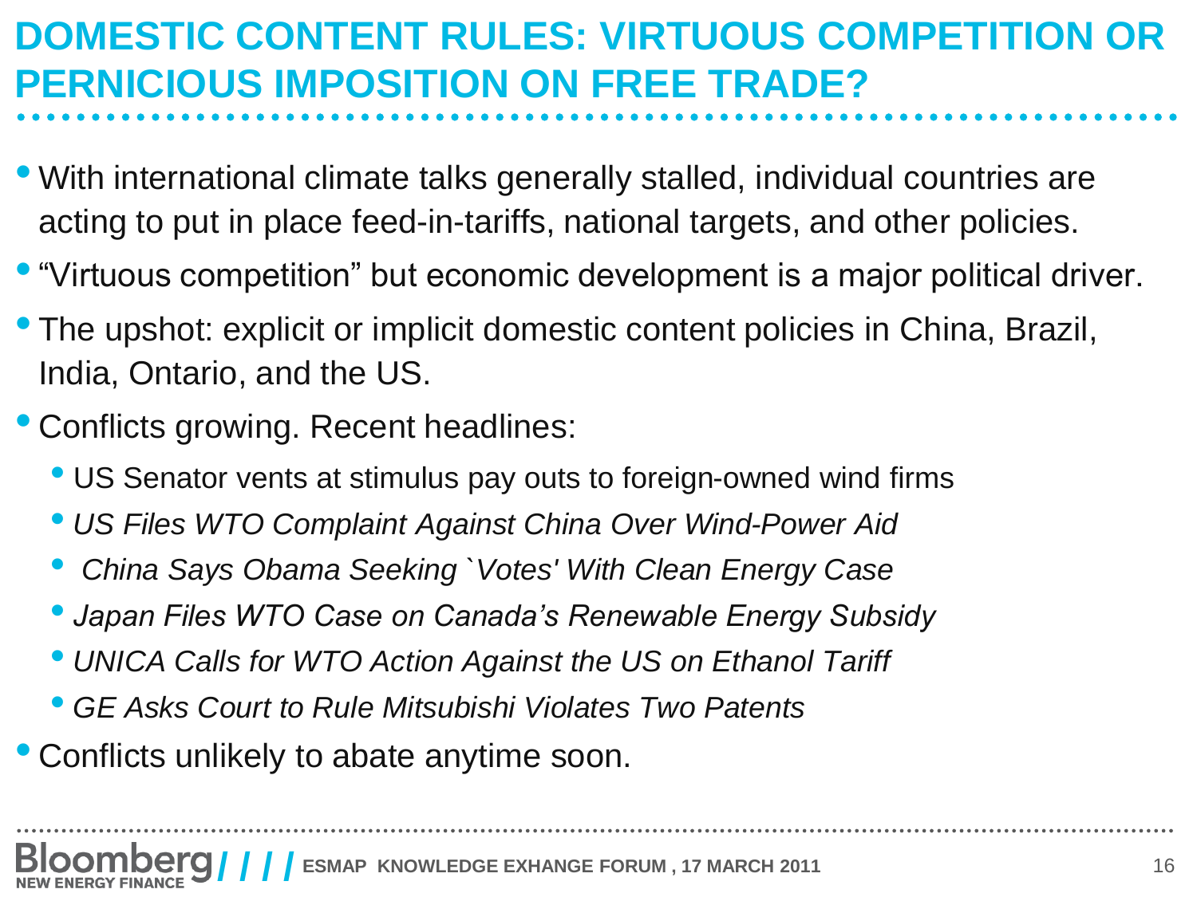# DOMESTIC CONTENT RULES: VIRTUOUS COMPETITION OR PERNICIOUS IMPOSITION ON FREE TRADE?

- With international climate talks generally stalled, individual countries are acting to put in place feed-in-tariffs, national targets, and other policies.
- “Virtuous competition” but economic development is a major political driver.
- The upshot: explicit or implicit domestic content policies in China, Brazil, India, Ontario, and the US.
- Conflicts growing. Recent headlines:
  - US Senator vents at stimulus pay outs to foreign-owned wind firms
  - *US Files WTO Complaint Against China Over Wind-Power Aid*
  - *China Says Obama Seeking `Votes' With Clean Energy Case*
  - *Japan Files WTO Case on Canada’s Renewable Energy Subsidy*
  - *UNICA Calls for WTO Action Against the US on Ethanol Tariff*
  - *GE Asks Court to Rule Mitsubishi Violates Two Patents*
- Conflicts unlikely to abate anytime soon.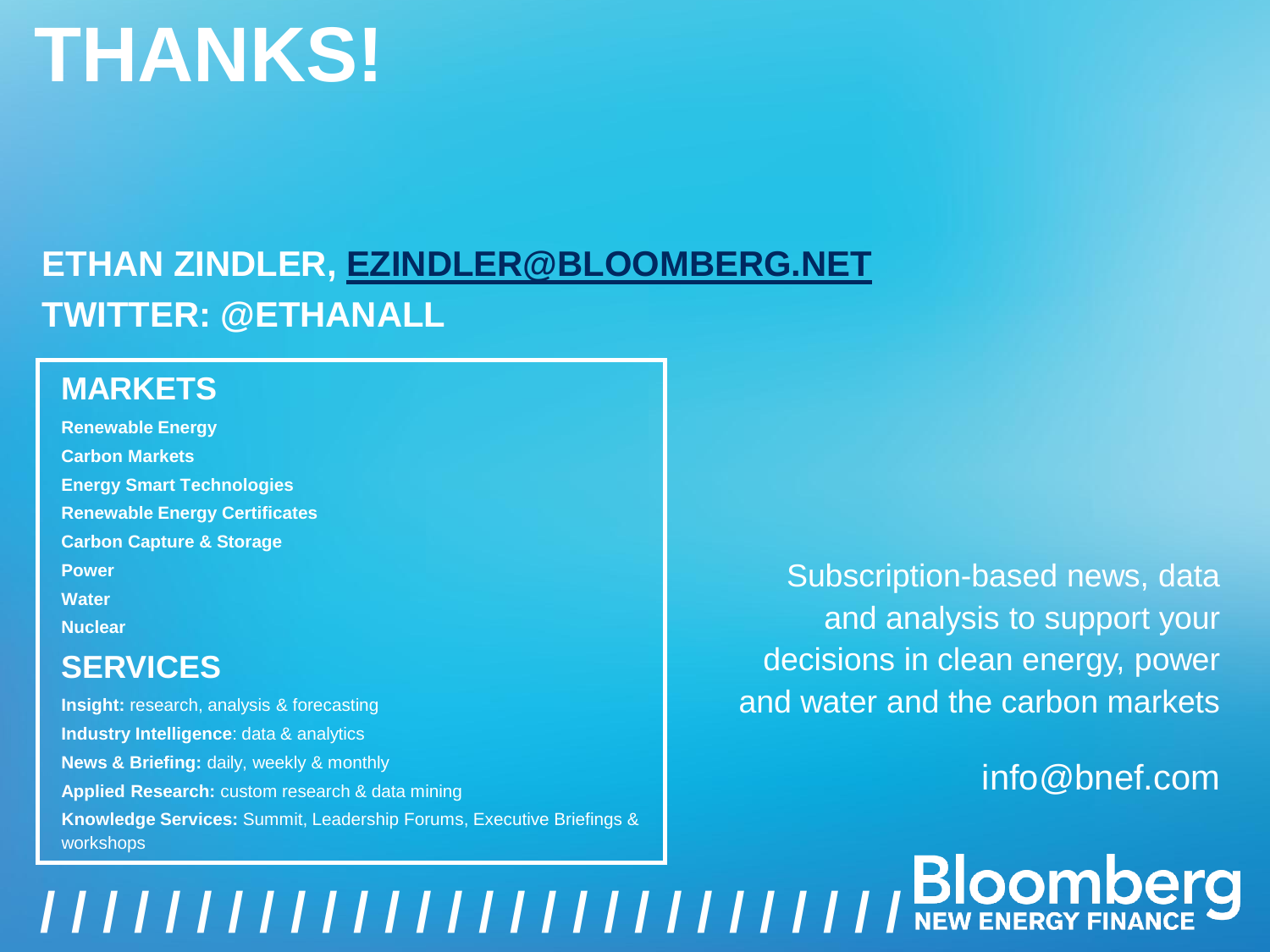# THANKS!

**ETHAN ZINDLER, EZINDLER@BLOOMBERG.NET**

**TWITTER: @ETHANALL**

## MARKETS

**Renewable Energy**

**Carbon Markets**

**Energy Smart Technologies**

**Renewable Energy Certificates**

**Carbon Capture & Storage**

**Power**

**Water**

**Nuclear**

## SERVICES

**Insight:** research, analysis & forecasting

**Industry Intelligence**: data & analytics

**News & Briefing:** daily, weekly & monthly

**Applied Research:** custom research & data mining

**Knowledge Services:** Summit, Leadership Forums, Executive Briefings & workshops

Subscription-based news, data and analysis to support your decisions in clean energy, power and water and the carbon markets

info@bnef.com

Bloomberg NEW ENERGY FINANCE